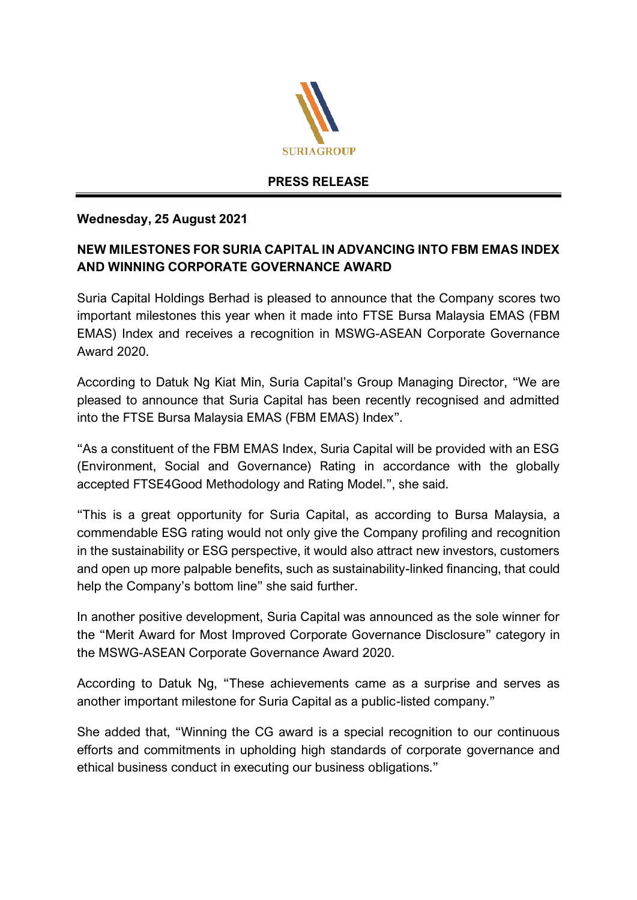SURIAGROUP

**PRESS RELEASE**

**Wednesday, 25 August 2021**

**NEW MILESTONES FOR SURIA CAPITAL IN ADVANCING INTO FBM EMAS INDEX AND WINNING CORPORATE GOVERNANCE AWARD**

Suria Capital Holdings Berhad is pleased to announce that the Company scores two important milestones this year when it made into FTSE Bursa Malaysia EMAS (FBM EMAS) Index and receives a recognition in MSWG-ASEAN Corporate Governance Award 2020.

According to Datuk Ng Kiat Min, Suria Capital's Group Managing Director, "We are pleased to announce that Suria Capital has been recently recognised and admitted into the FTSE Bursa Malaysia EMAS (FBM EMAS) Index".

"As a constituent of the FBM EMAS Index, Suria Capital will be provided with an ESG (Environment, Social and Governance) Rating in accordance with the globally accepted FTSE4Good Methodology and Rating Model.", she said.

"This is a great opportunity for Suria Capital, as according to Bursa Malaysia, a commendable ESG rating would not only give the Company profiling and recognition in the sustainability or ESG perspective, it would also attract new investors, customers and open up more palpable benefits, such as sustainability-linked financing, that could help the Company's bottom line" she said further.

In another positive development, Suria Capital was announced as the sole winner for the "Merit Award for Most Improved Corporate Governance Disclosure" category in the MSWG-ASEAN Corporate Governance Award 2020.

According to Datuk Ng, "These achievements came as a surprise and serves as another important milestone for Suria Capital as a public-listed company."

She added that, "Winning the CG award is a special recognition to our continuous efforts and commitments in upholding high standards of corporate governance and ethical business conduct in executing our business obligations."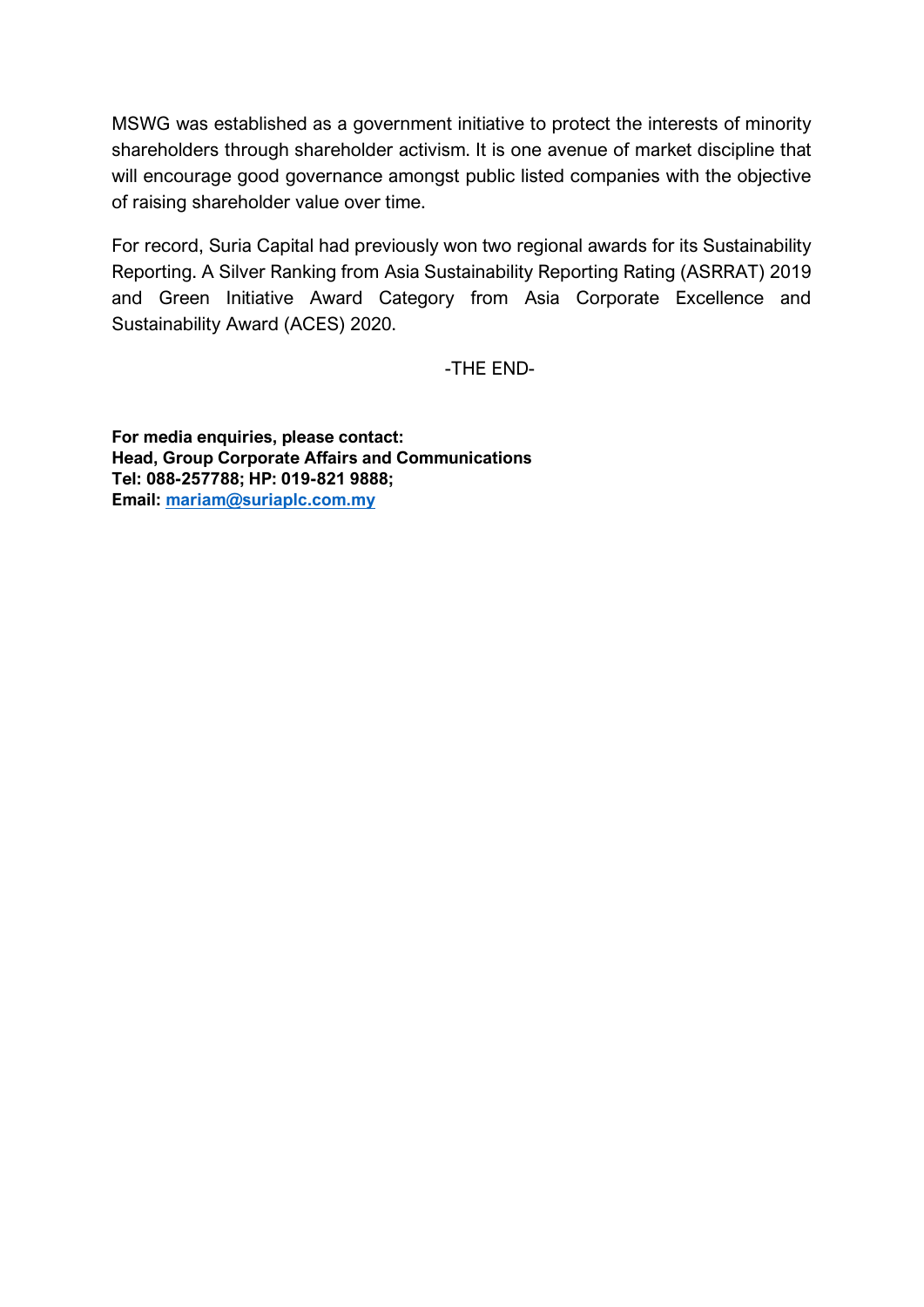MSWG was established as a government initiative to protect the interests of minority shareholders through shareholder activism. It is one avenue of market discipline that will encourage good governance amongst public listed companies with the objective of raising shareholder value over time.

For record, Suria Capital had previously won two regional awards for its Sustainability Reporting. A Silver Ranking from Asia Sustainability Reporting Rating (ASRRAT) 2019 and Green Initiative Award Category from Asia Corporate Excellence and Sustainability Award (ACES) 2020.

-THE END-

**For media enquiries, please contact:**
**Head, Group Corporate Affairs and Communications**
**Tel: 088-257788; HP: 019-821 9888;**
**Email: mariam@suriaplc.com.my**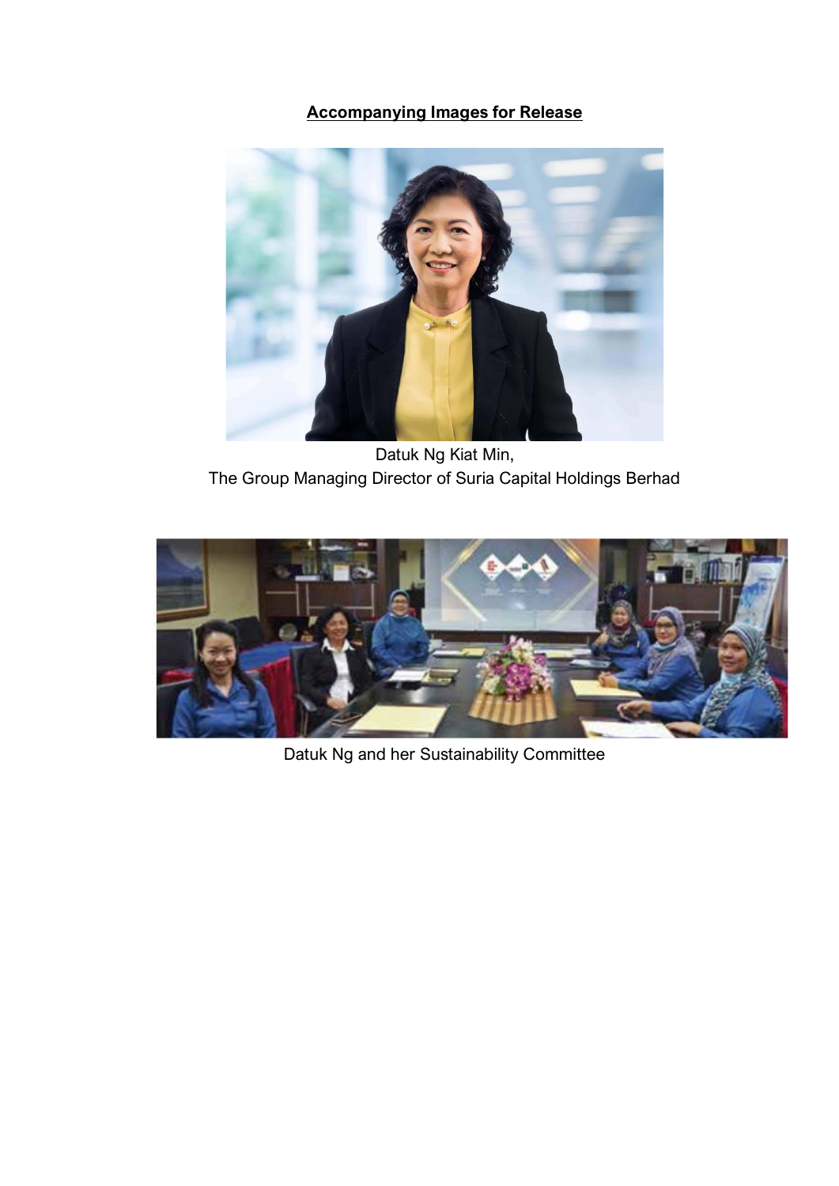**Accompanying Images for Release**

Datuk Ng Kiat Min,
The Group Managing Director of Suria Capital Holdings Berhad

Datuk Ng and her Sustainability Committee